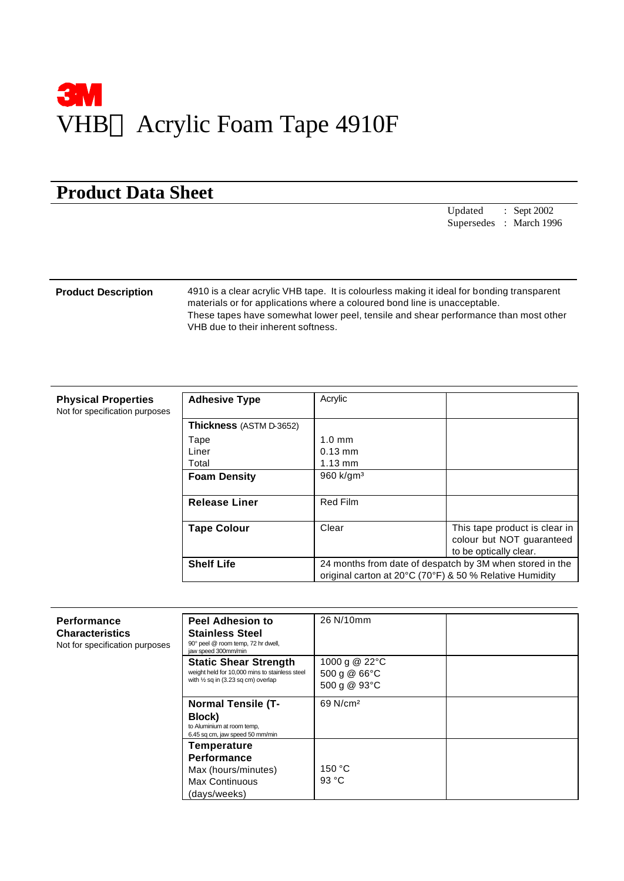# 3M

# VHB Acrylic Foam Tape 4910F

## Product Data Sheet

Updated : Sept 2002
Supersedes : March 1996

**Product Description**

4910 is a clear acrylic VHB tape. It is colourless making it ideal for bonding transparent materials or for applications where a coloured bond line is unacceptable.
These tapes have somewhat lower peel, tensile and shear performance than most other VHB due to their inherent softness.

**Physical Properties**
Not for specification purposes

| Property | Value | Notes |
|---|---|---|
| **Adhesive Type** | Acrylic | |
| **Thickness** (ASTM D-3652)<br>Tape<br>Liner<br>Total | <br>1.0 mm<br>0.13 mm<br>1.13 mm | |
| **Foam Density** | 960 k/gm³ | |
| **Release Liner** | Red Film | |
| **Tape Colour** | Clear | This tape product is clear in colour but NOT guaranteed to be optically clear. |
| **Shelf Life** | 24 months from date of despatch by 3M when stored in the original carton at 20°C (70°F) & 50 % Relative Humidity | |

**Performance Characteristics**
Not for specification purposes

| Property | Value | Notes |
|---|---|---|
| **Peel Adhesion to Stainless Steel**<br>90° peel @ room temp, 72 hr dwell, jaw speed 300mm/min | 26 N/10mm | |
| **Static Shear Strength**<br>weight held for 10,000 mins to stainless steel with ½ sq in (3.23 sq cm) overlap | 1000 g @ 22°C<br>500 g @ 66°C<br>500 g @ 93°C | |
| **Normal Tensile (T-Block)**<br>to Aluminium at room temp, 6.45 sq cm, jaw speed 50 mm/min | 69 N/cm² | |
| **Temperature Performance**<br>Max (hours/minutes)<br>Max Continuous (days/weeks) | <br>150 °C<br>93 °C | |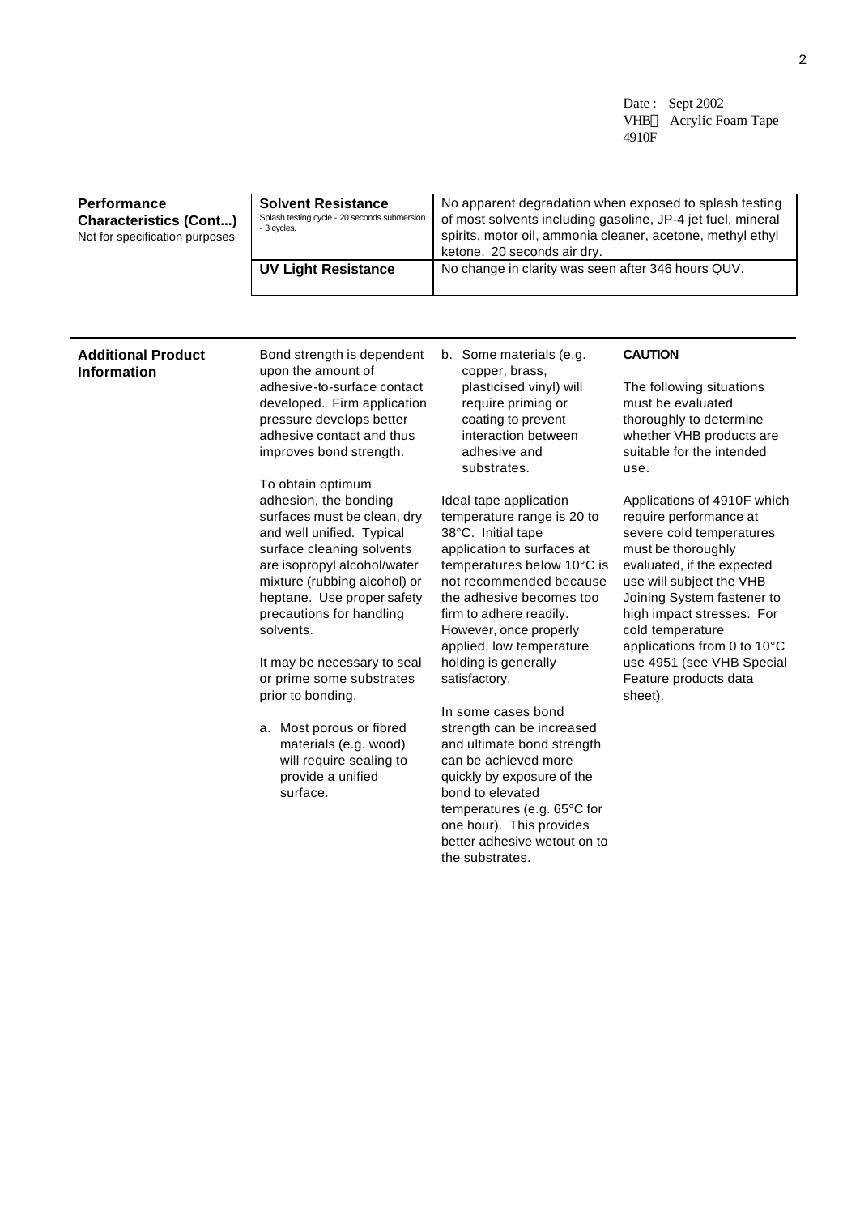Date : Sept 2002
VHB Acrylic Foam Tape
4910F

## Performance Characteristics (Cont...)

Not for specification purposes

| | |
|---|---|
| **Solvent Resistance** Splash testing cycle - 20 seconds submersion - 3 cycles. | No apparent degradation when exposed to splash testing of most solvents including gasoline, JP-4 jet fuel, mineral spirits, motor oil, ammonia cleaner, acetone, methyl ethyl ketone. 20 seconds air dry. |
| **UV Light Resistance** | No change in clarity was seen after 346 hours QUV. |

## Additional Product Information

Bond strength is dependent upon the amount of adhesive-to-surface contact developed. Firm application pressure develops better adhesive contact and thus improves bond strength.

To obtain optimum adhesion, the bonding surfaces must be clean, dry and well unified. Typical surface cleaning solvents are isopropyl alcohol/water mixture (rubbing alcohol) or heptane. Use proper safety precautions for handling solvents.

It may be necessary to seal or prime some substrates prior to bonding.

a. Most porous or fibred materials (e.g. wood) will require sealing to provide a unified surface.

b. Some materials (e.g. copper, brass, plasticised vinyl) will require priming or coating to prevent interaction between adhesive and substrates.

Ideal tape application temperature range is 20 to 38°C. Initial tape application to surfaces at temperatures below 10°C is not recommended because the adhesive becomes too firm to adhere readily. However, once properly applied, low temperature holding is generally satisfactory.

In some cases bond strength can be increased and ultimate bond strength can be achieved more quickly by exposure of the bond to elevated temperatures (e.g. 65°C for one hour). This provides better adhesive wetout on to the substrates.

**CAUTION**

The following situations must be evaluated thoroughly to determine whether VHB products are suitable for the intended use.

Applications of 4910F which require performance at severe cold temperatures must be thoroughly evaluated, if the expected use will subject the VHB Joining System fastener to high impact stresses. For cold temperature applications from 0 to 10°C use 4951 (see VHB Special Feature products data sheet).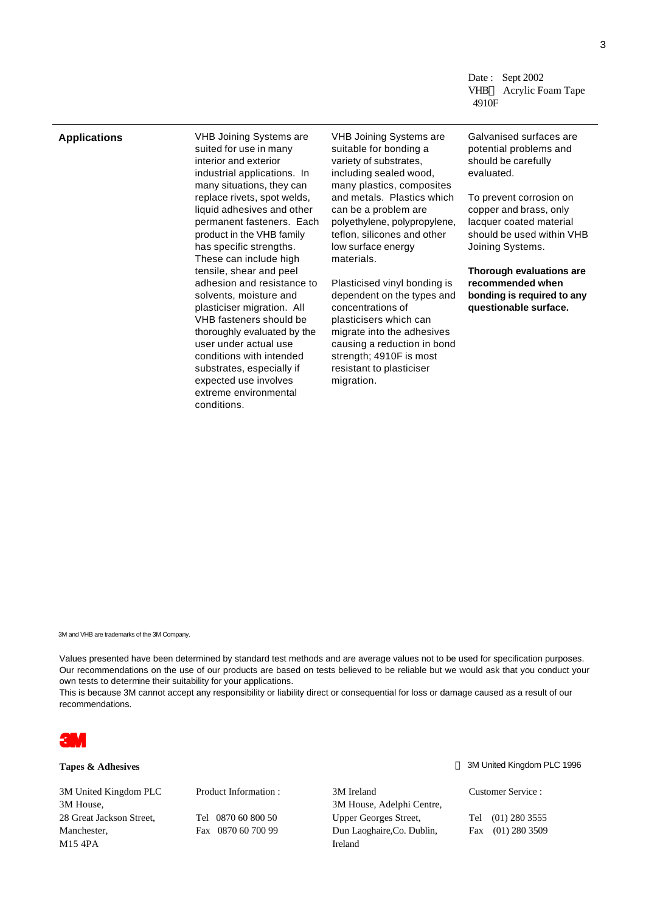## Applications

VHB Joining Systems are suited for use in many interior and exterior industrial applications. In many situations, they can replace rivets, spot welds, liquid adhesives and other permanent fasteners. Each product in the VHB family has specific strengths. These can include high tensile, shear and peel adhesion and resistance to solvents, moisture and plasticiser migration. All VHB fasteners should be thoroughly evaluated by the user under actual use conditions with intended substrates, especially if expected use involves extreme environmental conditions.

VHB Joining Systems are suitable for bonding a variety of substrates, including sealed wood, many plastics, composites and metals. Plastics which can be a problem are polyethylene, polypropylene, teflon, silicones and other low surface energy materials.

Plasticised vinyl bonding is dependent on the types and concentrations of plasticisers which can migrate into the adhesives causing a reduction in bond strength; 4910F is most resistant to plasticiser migration.

Galvanised surfaces are potential problems and should be carefully evaluated.

To prevent corrosion on copper and brass, only lacquer coated material should be used within VHB Joining Systems.

**Thorough evaluations are recommended when bonding is required to any questionable surface.**

3M and VHB are trademarks of the 3M Company.

Values presented have been determined by standard test methods and are average values not to be used for specification purposes. Our recommendations on the use of our products are based on tests believed to be reliable but we would ask that you conduct your own tests to determine their suitability for your applications.
This is because 3M cannot accept any responsibility or liability direct or consequential for loss or damage caused as a result of our recommendations.

3M

**Tapes & Adhesives**

© 3M United Kingdom PLC 1996

3M United Kingdom PLC
3M House,
28 Great Jackson Street,
Manchester,
M15 4PA

Product Information :

Tel 0870 60 800 50
Fax 0870 60 700 99

3M Ireland
3M House, Adelphi Centre,
Upper Georges Street,
Dun Laoghaire,Co. Dublin,
Ireland

Customer Service :

Tel (01) 280 3555
Fax (01) 280 3509